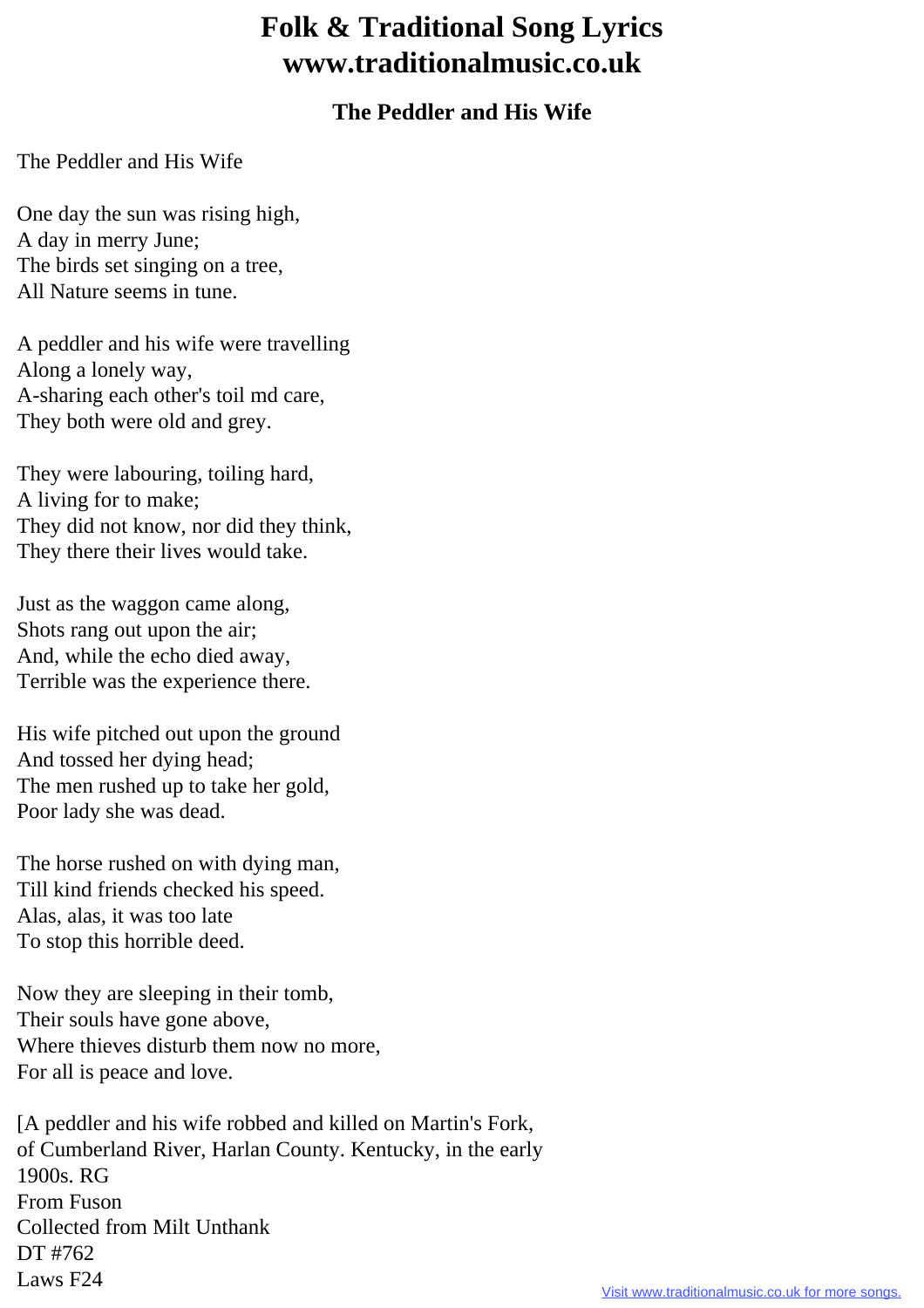# Folk & Traditional Song Lyrics www.traditionalmusic.co.uk

### The Peddler and His Wife

The Peddler and His Wife

One day the sun was rising high,
A day in merry June;
The birds set singing on a tree,
All Nature seems in tune.

A peddler and his wife were travelling
Along a lonely way,
A-sharing each other's toil md care,
They both were old and grey.

They were labouring, toiling hard,
A living for to make;
They did not know, nor did they think,
They there their lives would take.

Just as the waggon came along,
Shots rang out upon the air;
And, while the echo died away,
Terrible was the experience there.

His wife pitched out upon the ground
And tossed her dying head;
The men rushed up to take her gold,
Poor lady she was dead.

The horse rushed on with dying man,
Till kind friends checked his speed.
Alas, alas, it was too late
To stop this horrible deed.

Now they are sleeping in their tomb,
Their souls have gone above,
Where thieves disturb them now no more,
For all is peace and love.

[A peddler and his wife robbed and killed on Martin's Fork,
of Cumberland River, Harlan County. Kentucky, in the early
1900s. RG
From Fuson
Collected from Milt Unthank
DT #762
Laws F24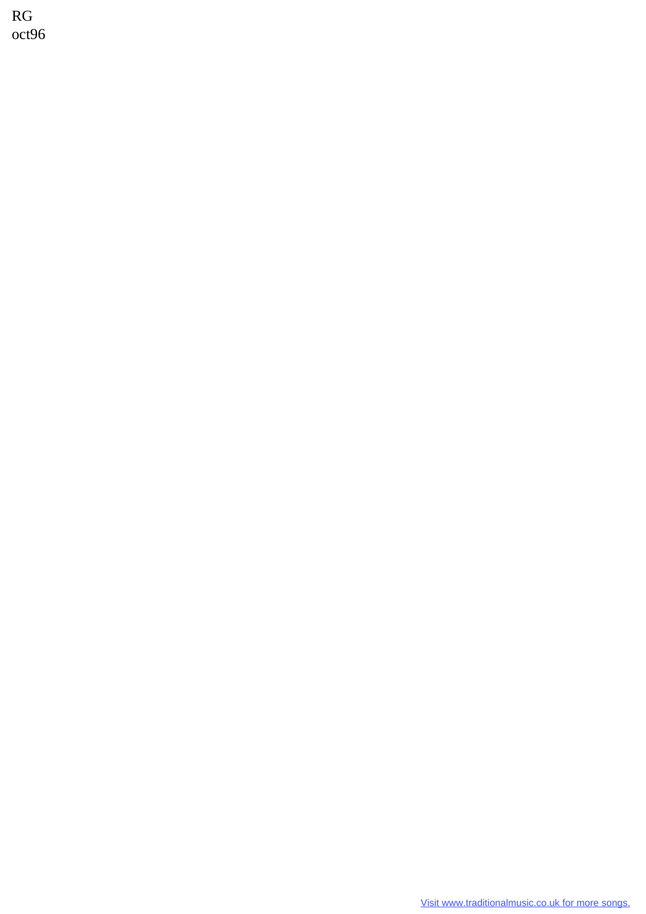RG
oct96